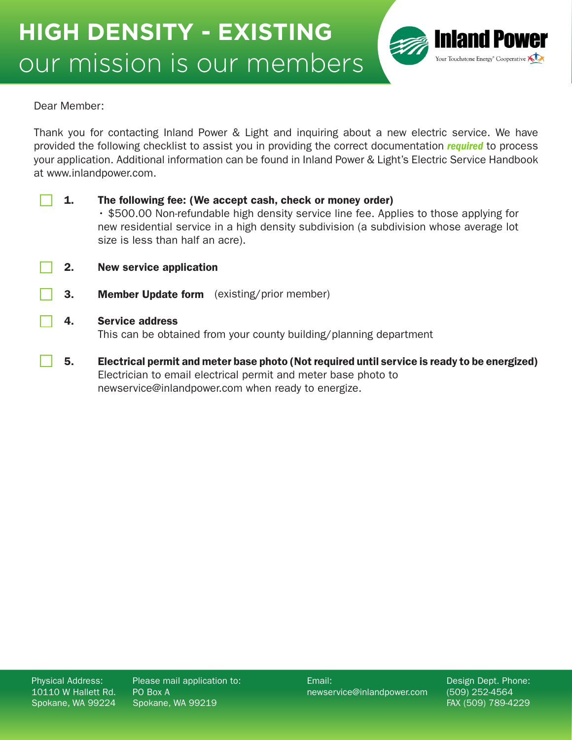# HIGH DENSITY - EXISTING

## our mission is our members

Inland Power
Your Touchstone Energy® Cooperative

Dear Member:

Thank you for contacting Inland Power & Light and inquiring about a new electric service. We have provided the following checklist to assist you in providing the correct documentation ***required*** to process your application. Additional information can be found in Inland Power & Light's Electric Service Handbook at www.inlandpower.com.

- [ ] **1. The following fee: (We accept cash, check or money order)**
  - $500.00 Non-refundable high density service line fee. Applies to those applying for new residential service in a high density subdivision (a subdivision whose average lot size is less than half an acre).
- [ ] **2. New service application**
- [ ] **3. Member Update form** (existing/prior member)
- [ ] **4. Service address**
  This can be obtained from your county building/planning department
- [ ] **5. Electrical permit and meter base photo (Not required until service is ready to be energized)**
  Electrician to email electrical permit and meter base photo to newservice@inlandpower.com when ready to energize.

Physical Address:
10110 W Hallett Rd.
Spokane, WA 99224

Please mail application to:
PO Box A
Spokane, WA 99219

Email:
newservice@inlandpower.com

Design Dept. Phone:
(509) 252-4564
FAX (509) 789-4229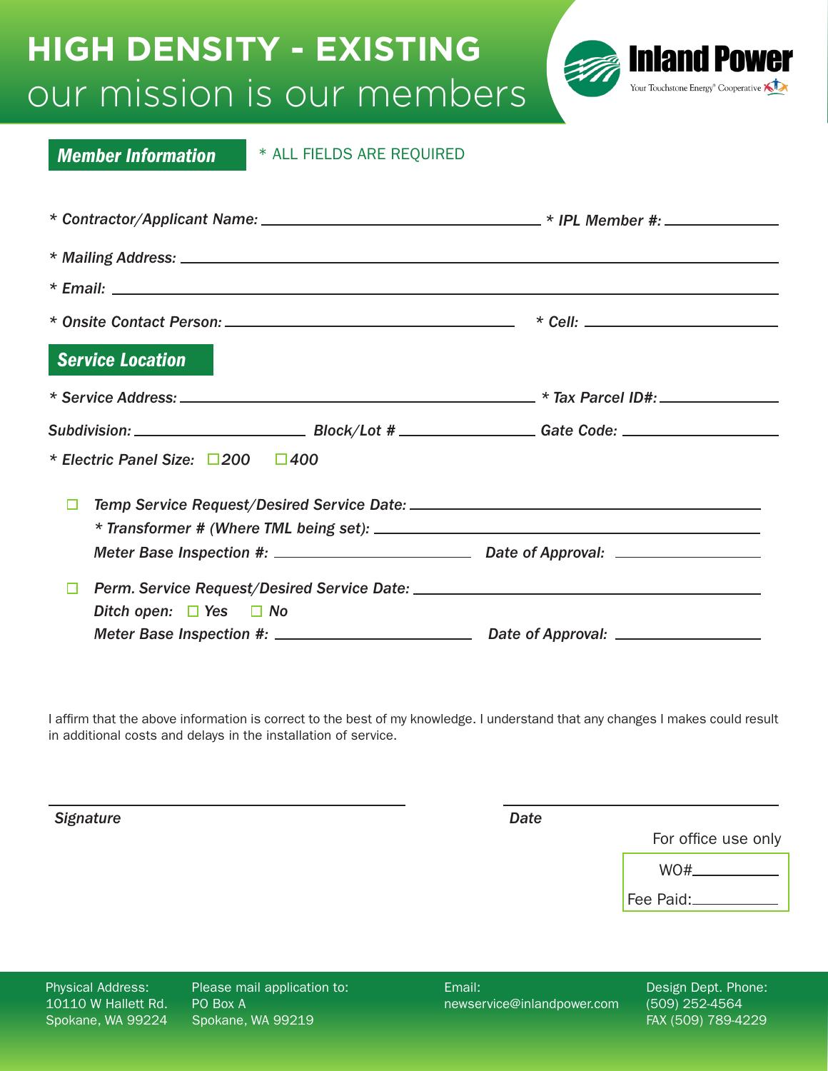# HIGH DENSITY - EXISTING

our mission is our members

Inland Power
Your Touchstone Energy® Cooperative

## Member Information

* ALL FIELDS ARE REQUIRED

*\* Contractor/Applicant Name:* ______________________ *\* IPL Member #:* __________

*\* Mailing Address:* ______________________

*\* Email:* ______________________

*\* Onsite Contact Person:* ______________________ *\* Cell:* __________

## Service Location

*\* Service Address:* ______________________ *\* Tax Parcel ID#:* __________

*Subdivision:* __________ *Block/Lot #* __________ *Gate Code:* __________

*\* Electric Panel Size:* ☐200 ☐400

☐ *Temp Service Request/Desired Service Date:* ______________________

*\* Transformer # (Where TML being set):* ______________________

*Meter Base Inspection #:* __________ *Date of Approval:* __________

☐ *Perm. Service Request/Desired Service Date:* ______________________

*Ditch open:* ☐ *Yes* ☐ *No*

*Meter Base Inspection #:* __________ *Date of Approval:* __________

I affirm that the above information is correct to the best of my knowledge. I understand that any changes I makes could result in additional costs and delays in the installation of service.

______________________ ______________________

*Signature* *Date*

For office use only

WO#__________

Fee Paid:__________

Physical Address:
10110 W Hallett Rd.
Spokane, WA 99224

Please mail application to:
PO Box A
Spokane, WA 99219

Email:
newservice@inlandpower.com

Design Dept. Phone:
(509) 252-4564
FAX (509) 789-4229